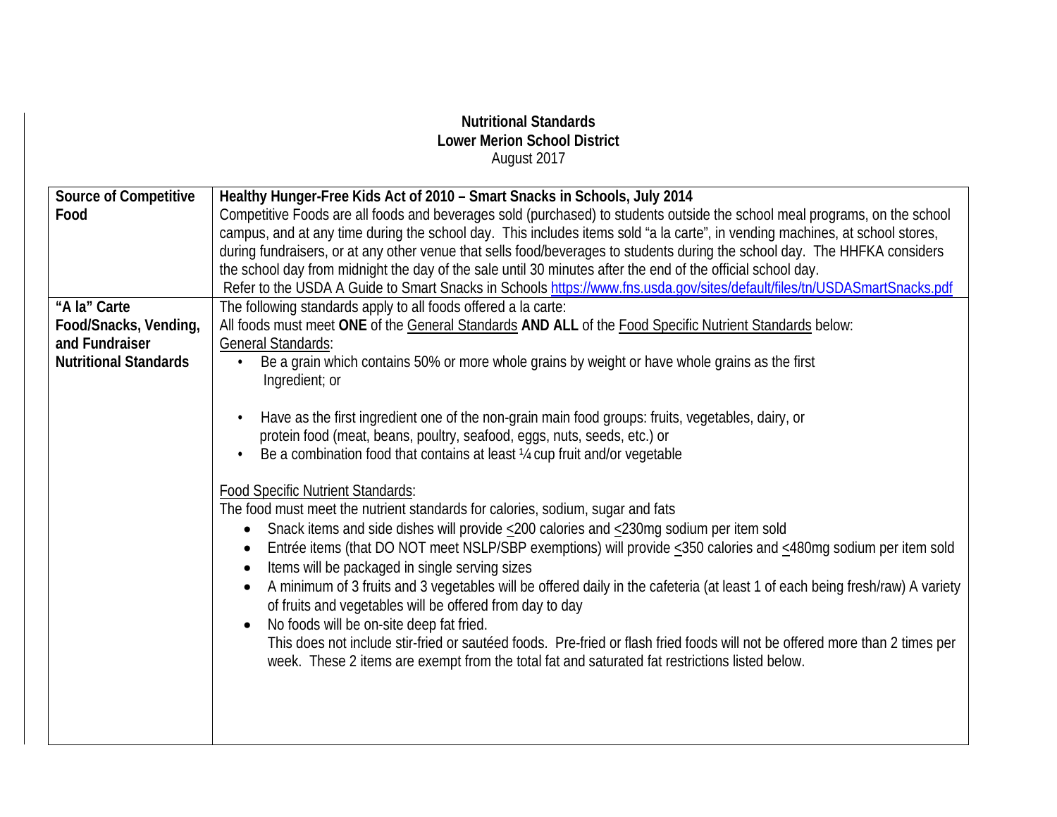**Nutritional Standards**
**Lower Merion School District**
August 2017

| | |
|---|---|
| **Source of Competitive Food** | **Healthy Hunger-Free Kids Act of 2010 – Smart Snacks in Schools, July 2014**<br>Competitive Foods are all foods and beverages sold (purchased) to students outside the school meal programs, on the school campus, and at any time during the school day. This includes items sold "a la carte", in vending machines, at school stores, during fundraisers, or at any other venue that sells food/beverages to students during the school day. The HHFKA considers the school day from midnight the day of the sale until 30 minutes after the end of the official school day.<br>Refer to the USDA A Guide to Smart Snacks in Schools https://www.fns.usda.gov/sites/default/files/tn/USDASmartSnacks.pdf |
| **"A la" Carte Food/Snacks, Vending, and Fundraiser Nutritional Standards** | The following standards apply to all foods offered a la carte:<br>All foods must meet **ONE** of the General Standards **AND ALL** of the Food Specific Nutrient Standards below:<br>General Standards:<br>• Be a grain which contains 50% or more whole grains by weight or have whole grains as the first Ingredient; or<br>• Have as the first ingredient one of the non-grain main food groups: fruits, vegetables, dairy, or protein food (meat, beans, poultry, seafood, eggs, nuts, seeds, etc.) or<br>• Be a combination food that contains at least ¼ cup fruit and/or vegetable<br><br>Food Specific Nutrient Standards:<br>The food must meet the nutrient standards for calories, sodium, sugar and fats<br>• Snack items and side dishes will provide ≤200 calories and ≤230mg sodium per item sold<br>• Entrée items (that DO NOT meet NSLP/SBP exemptions) will provide ≤350 calories and ≤480mg sodium per item sold<br>• Items will be packaged in single serving sizes<br>• A minimum of 3 fruits and 3 vegetables will be offered daily in the cafeteria (at least 1 of each being fresh/raw) A variety of fruits and vegetables will be offered from day to day<br>• No foods will be on-site deep fat fried.<br>This does not include stir-fried or sautéed foods. Pre-fried or flash fried foods will not be offered more than 2 times per week. These 2 items are exempt from the total fat and saturated fat restrictions listed below. |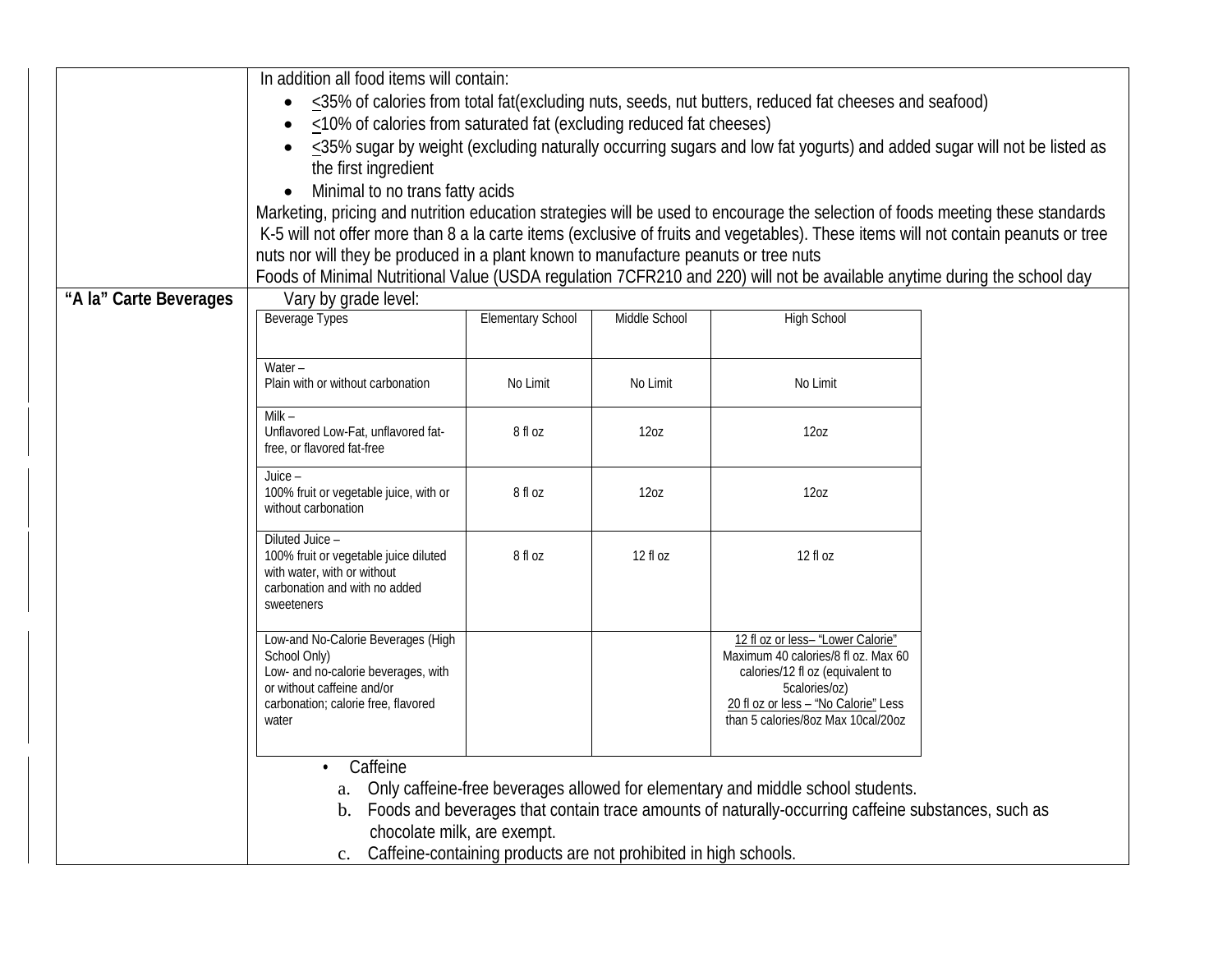| | |
|---|---|
| | In addition all food items will contain:<br>• ≤35% of calories from total fat(excluding nuts, seeds, nut butters, reduced fat cheeses and seafood)<br>• ≤10% of calories from saturated fat (excluding reduced fat cheeses)<br>• ≤35% sugar by weight (excluding naturally occurring sugars and low fat yogurts) and added sugar will not be listed as the first ingredient<br>• Minimal to no trans fatty acids<br>Marketing, pricing and nutrition education strategies will be used to encourage the selection of foods meeting these standards<br>K-5 will not offer more than 8 a la carte items (exclusive of fruits and vegetables). These items will not contain peanuts or tree nuts nor will they be produced in a plant known to manufacture peanuts or tree nuts<br>Foods of Minimal Nutritional Value (USDA regulation 7CFR210 and 220) will not be available anytime during the school day |
| **"A la" Carte Beverages** | Vary by grade level: |

| Beverage Types | Elementary School | Middle School | High School |
|---|---|---|---|
| Water – Plain with or without carbonation | No Limit | No Limit | No Limit |
| Milk – Unflavored Low-Fat, unflavored fat-free, or flavored fat-free | 8 fl oz | 12oz | 12oz |
| Juice – 100% fruit or vegetable juice, with or without carbonation | 8 fl oz | 12oz | 12oz |
| Diluted Juice – 100% fruit or vegetable juice diluted with water, with or without carbonation and with no added sweeteners | 8 fl oz | 12 fl oz | 12 fl oz |
| Low-and No-Calorie Beverages (High School Only) Low- and no-calorie beverages, with or without caffeine and/or carbonation; calorie free, flavored water | | | 12 fl oz or less– "Lower Calorie" Maximum 40 calories/8 fl oz. Max 60 calories/12 fl oz (equivalent to 5calories/oz) 20 fl oz or less – "No Calorie" Less than 5 calories/8oz Max 10cal/20oz |

• Caffeine
  a. Only caffeine-free beverages allowed for elementary and middle school students.
  b. Foods and beverages that contain trace amounts of naturally-occurring caffeine substances, such as chocolate milk, are exempt.
  c. Caffeine-containing products are not prohibited in high schools.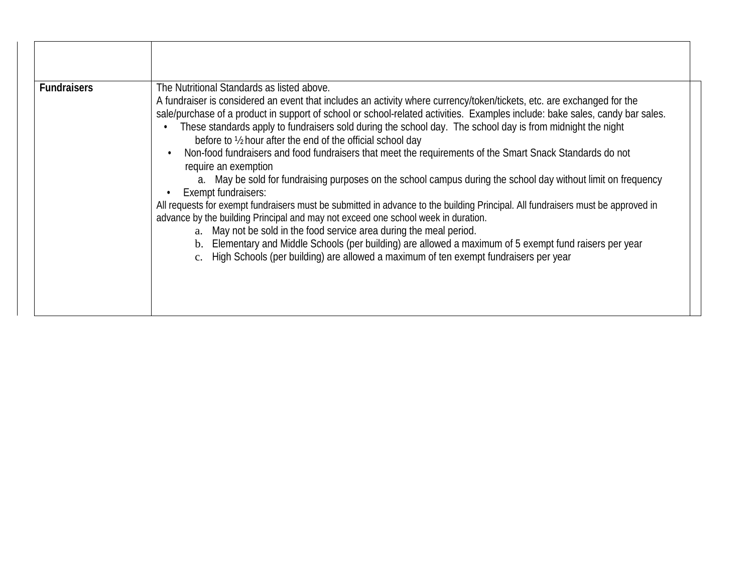| | |
|---|---|
| **Fundraisers** | The Nutritional Standards as listed above.<br>A fundraiser is considered an event that includes an activity where currency/token/tickets, etc. are exchanged for the sale/purchase of a product in support of school or school-related activities. Examples include: bake sales, candy bar sales.<br>• These standards apply to fundraisers sold during the school day. The school day is from midnight the night before to ½ hour after the end of the official school day<br>• Non-food fundraisers and food fundraisers that meet the requirements of the Smart Snack Standards do not require an exemption<br>a. May be sold for fundraising purposes on the school campus during the school day without limit on frequency<br>• Exempt fundraisers:<br>All requests for exempt fundraisers must be submitted in advance to the building Principal. All fundraisers must be approved in advance by the building Principal and may not exceed one school week in duration.<br>a. May not be sold in the food service area during the meal period.<br>b. Elementary and Middle Schools (per building) are allowed a maximum of 5 exempt fund raisers per year<br>c. High Schools (per building) are allowed a maximum of ten exempt fundraisers per year |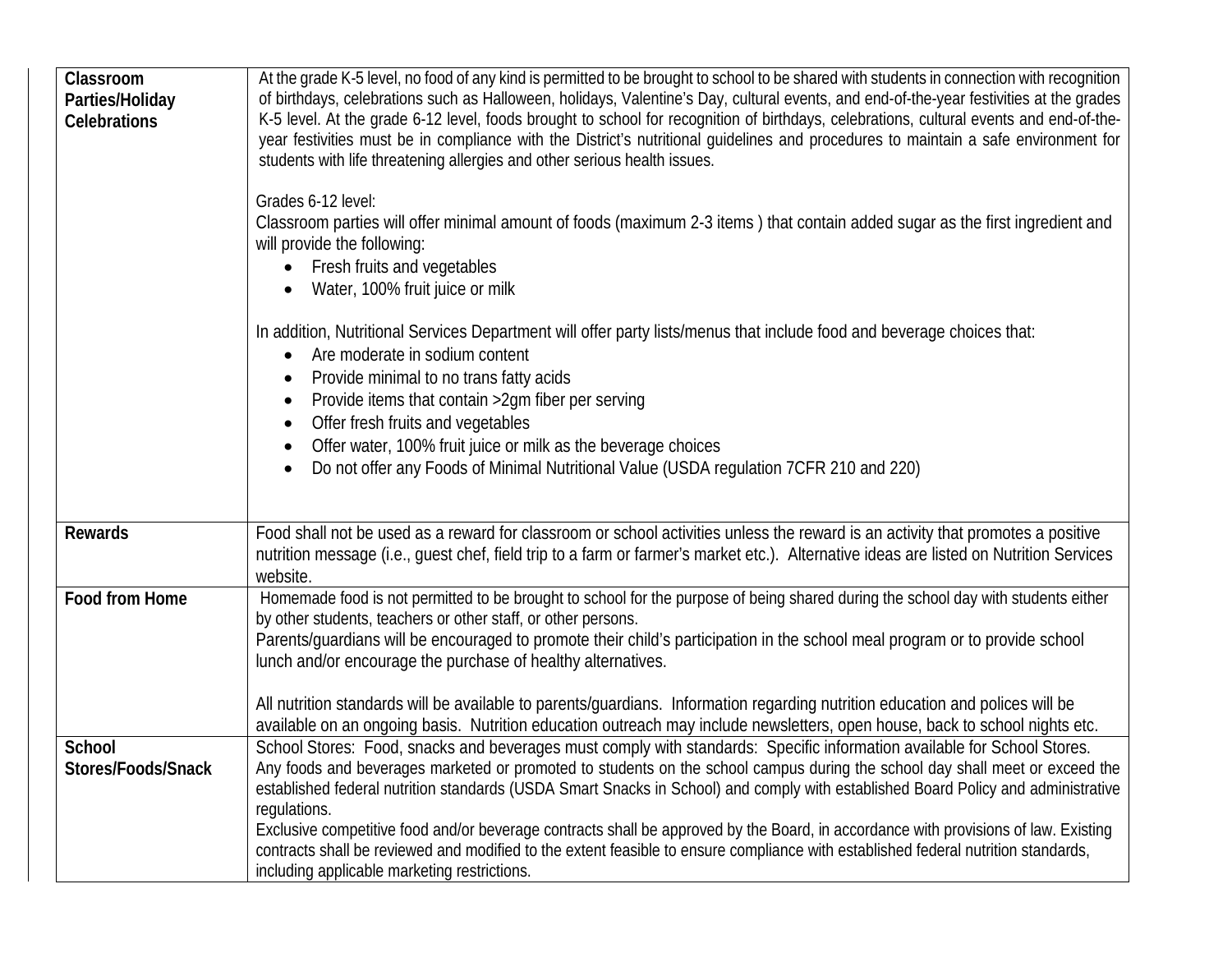| | |
|---|---|
| **Classroom Parties/Holiday Celebrations** | At the grade K-5 level, no food of any kind is permitted to be brought to school to be shared with students in connection with recognition of birthdays, celebrations such as Halloween, holidays, Valentine's Day, cultural events, and end-of-the-year festivities at the grades K-5 level. At the grade 6-12 level, foods brought to school for recognition of birthdays, celebrations, cultural events and end-of-the-year festivities must be in compliance with the District's nutritional guidelines and procedures to maintain a safe environment for students with life threatening allergies and other serious health issues.<br><br>Grades 6-12 level:<br>Classroom parties will offer minimal amount of foods (maximum 2-3 items ) that contain added sugar as the first ingredient and will provide the following:<br>• Fresh fruits and vegetables<br>• Water, 100% fruit juice or milk<br><br>In addition, Nutritional Services Department will offer party lists/menus that include food and beverage choices that:<br>• Are moderate in sodium content<br>• Provide minimal to no trans fatty acids<br>• Provide items that contain >2gm fiber per serving<br>• Offer fresh fruits and vegetables<br>• Offer water, 100% fruit juice or milk as the beverage choices<br>• Do not offer any Foods of Minimal Nutritional Value (USDA regulation 7CFR 210 and 220) |
| **Rewards** | Food shall not be used as a reward for classroom or school activities unless the reward is an activity that promotes a positive nutrition message (i.e., guest chef, field trip to a farm or farmer's market etc.). Alternative ideas are listed on Nutrition Services website. |
| **Food from Home** | Homemade food is not permitted to be brought to school for the purpose of being shared during the school day with students either by other students, teachers or other staff, or other persons.<br>Parents/guardians will be encouraged to promote their child's participation in the school meal program or to provide school lunch and/or encourage the purchase of healthy alternatives.<br><br>All nutrition standards will be available to parents/guardians. Information regarding nutrition education and polices will be available on an ongoing basis. Nutrition education outreach may include newsletters, open house, back to school nights etc. |
| **School Stores/Foods/Snack** | School Stores: Food, snacks and beverages must comply with standards: Specific information available for School Stores.<br>Any foods and beverages marketed or promoted to students on the school campus during the school day shall meet or exceed the established federal nutrition standards (USDA Smart Snacks in School) and comply with established Board Policy and administrative regulations.<br>Exclusive competitive food and/or beverage contracts shall be approved by the Board, in accordance with provisions of law. Existing contracts shall be reviewed and modified to the extent feasible to ensure compliance with established federal nutrition standards, including applicable marketing restrictions. |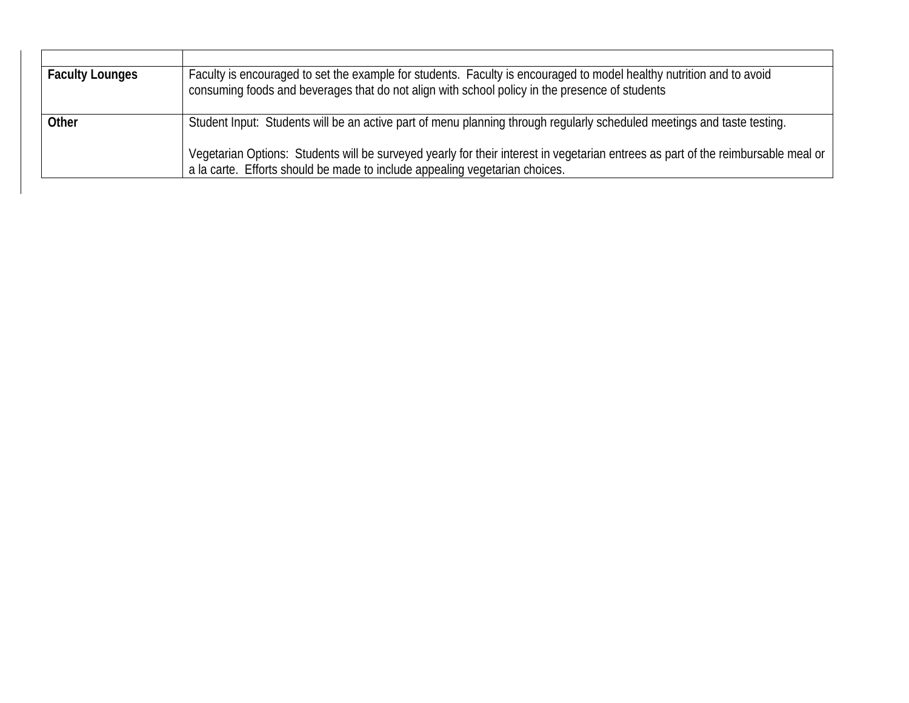| | |
|---|---|
| **Faculty Lounges** | Faculty is encouraged to set the example for students. Faculty is encouraged to model healthy nutrition and to avoid consuming foods and beverages that do not align with school policy in the presence of students |
| **Other** | Student Input: Students will be an active part of menu planning through regularly scheduled meetings and taste testing.<br><br>Vegetarian Options: Students will be surveyed yearly for their interest in vegetarian entrees as part of the reimbursable meal or a la carte. Efforts should be made to include appealing vegetarian choices. |